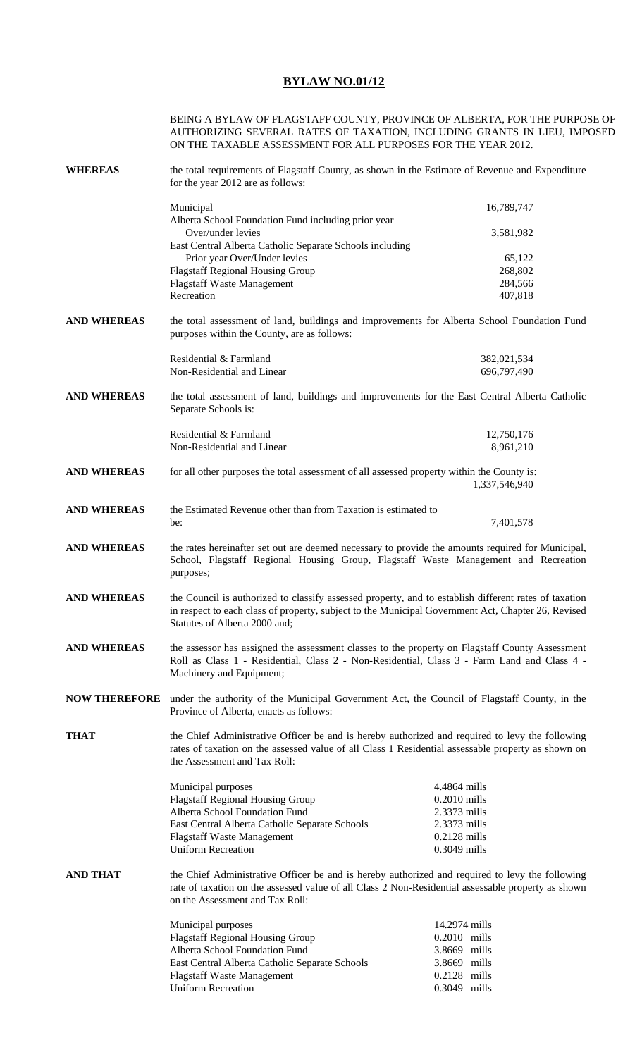# BYLAW NO.01/12

BEING A BYLAW OF FLAGSTAFF COUNTY, PROVINCE OF ALBERTA, FOR THE PURPOSE OF AUTHORIZING SEVERAL RATES OF TAXATION, INCLUDING GRANTS IN LIEU, IMPOSED ON THE TAXABLE ASSESSMENT FOR ALL PURPOSES FOR THE YEAR 2012.

**WHEREAS** the total requirements of Flagstaff County, as shown in the Estimate of Revenue and Expenditure for the year 2012 are as follows:

| | |
|---|---|
| Municipal | 16,789,747 |
| Alberta School Foundation Fund including prior year Over/under levies | 3,581,982 |
| East Central Alberta Catholic Separate Schools including Prior year Over/Under levies | 65,122 |
| Flagstaff Regional Housing Group | 268,802 |
| Flagstaff Waste Management | 284,566 |
| Recreation | 407,818 |

**AND WHEREAS** the total assessment of land, buildings and improvements for Alberta School Foundation Fund purposes within the County, are as follows:

| | |
|---|---|
| Residential & Farmland | 382,021,534 |
| Non-Residential and Linear | 696,797,490 |

**AND WHEREAS** the total assessment of land, buildings and improvements for the East Central Alberta Catholic Separate Schools is:

| | |
|---|---|
| Residential & Farmland | 12,750,176 |
| Non-Residential and Linear | 8,961,210 |

**AND WHEREAS** for all other purposes the total assessment of all assessed property within the County is: 1,337,546,940

**AND WHEREAS** the Estimated Revenue other than from Taxation is estimated to be: 7,401,578

**AND WHEREAS** the rates hereinafter set out are deemed necessary to provide the amounts required for Municipal, School, Flagstaff Regional Housing Group, Flagstaff Waste Management and Recreation purposes;

**AND WHEREAS** the Council is authorized to classify assessed property, and to establish different rates of taxation in respect to each class of property, subject to the Municipal Government Act, Chapter 26, Revised Statutes of Alberta 2000 and;

**AND WHEREAS** the assessor has assigned the assessment classes to the property on Flagstaff County Assessment Roll as Class 1 - Residential, Class 2 - Non-Residential, Class 3 - Farm Land and Class 4 - Machinery and Equipment;

**NOW THEREFORE** under the authority of the Municipal Government Act, the Council of Flagstaff County, in the Province of Alberta, enacts as follows:

**THAT** the Chief Administrative Officer be and is hereby authorized and required to levy the following rates of taxation on the assessed value of all Class 1 Residential assessable property as shown on the Assessment and Tax Roll:

| | |
|---|---|
| Municipal purposes | 4.4864 mills |
| Flagstaff Regional Housing Group | 0.2010 mills |
| Alberta School Foundation Fund | 2.3373 mills |
| East Central Alberta Catholic Separate Schools | 2.3373 mills |
| Flagstaff Waste Management | 0.2128 mills |
| Uniform Recreation | 0.3049 mills |

**AND THAT** the Chief Administrative Officer be and is hereby authorized and required to levy the following rate of taxation on the assessed value of all Class 2 Non-Residential assessable property as shown on the Assessment and Tax Roll:

| | |
|---|---|
| Municipal purposes | 14.2974 mills |
| Flagstaff Regional Housing Group | 0.2010 mills |
| Alberta School Foundation Fund | 3.8669 mills |
| East Central Alberta Catholic Separate Schools | 3.8669 mills |
| Flagstaff Waste Management | 0.2128 mills |
| Uniform Recreation | 0.3049 mills |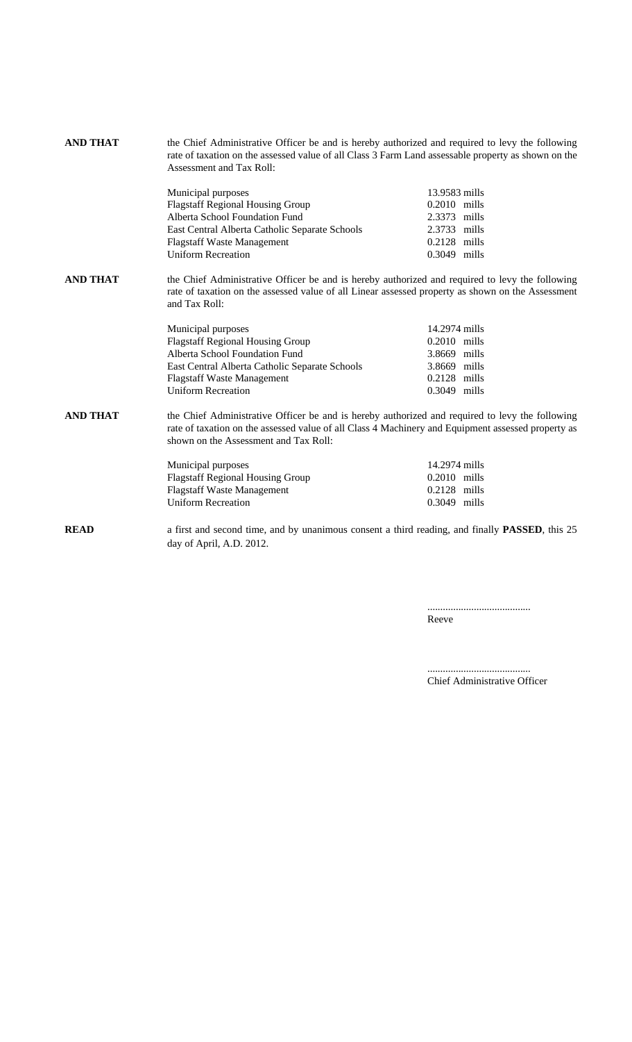**AND THAT** the Chief Administrative Officer be and is hereby authorized and required to levy the following rate of taxation on the assessed value of all Class 3 Farm Land assessable property as shown on the Assessment and Tax Roll:

| | |
|---|---|
| Municipal purposes | 13.9583 mills |
| Flagstaff Regional Housing Group | 0.2010 mills |
| Alberta School Foundation Fund | 2.3373 mills |
| East Central Alberta Catholic Separate Schools | 2.3733 mills |
| Flagstaff Waste Management | 0.2128 mills |
| Uniform Recreation | 0.3049 mills |

**AND THAT** the Chief Administrative Officer be and is hereby authorized and required to levy the following rate of taxation on the assessed value of all Linear assessed property as shown on the Assessment and Tax Roll:

| | |
|---|---|
| Municipal purposes | 14.2974 mills |
| Flagstaff Regional Housing Group | 0.2010 mills |
| Alberta School Foundation Fund | 3.8669 mills |
| East Central Alberta Catholic Separate Schools | 3.8669 mills |
| Flagstaff Waste Management | 0.2128 mills |
| Uniform Recreation | 0.3049 mills |

**AND THAT** the Chief Administrative Officer be and is hereby authorized and required to levy the following rate of taxation on the assessed value of all Class 4 Machinery and Equipment assessed property as shown on the Assessment and Tax Roll:

| | |
|---|---|
| Municipal purposes | 14.2974 mills |
| Flagstaff Regional Housing Group | 0.2010 mills |
| Flagstaff Waste Management | 0.2128 mills |
| Uniform Recreation | 0.3049 mills |

**READ** a first and second time, and by unanimous consent a third reading, and finally **PASSED**, this 25 day of April, A.D. 2012.

........................................
Reeve

........................................
Chief Administrative Officer